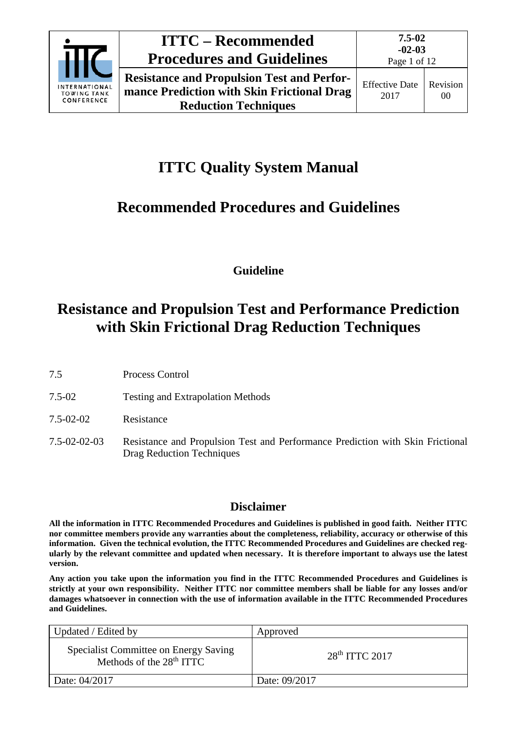# ITTC Quality System Manual

## Recommended Procedures and Guidelines

**Guideline**

# Resistance and Propulsion Test and Performance Prediction with Skin Frictional Drag Reduction Techniques

| | |
|---|---|
| 7.5 | Process Control |
| 7.5-02 | Testing and Extrapolation Methods |
| 7.5-02-02 | Resistance |
| 7.5-02-02-03 | Resistance and Propulsion Test and Performance Prediction with Skin Frictional Drag Reduction Techniques |

## Disclaimer

**All the information in ITTC Recommended Procedures and Guidelines is published in good faith. Neither ITTC nor committee members provide any warranties about the completeness, reliability, accuracy or otherwise of this information. Given the technical evolution, the ITTC Recommended Procedures and Guidelines are checked regularly by the relevant committee and updated when necessary. It is therefore important to always use the latest version.**

**Any action you take upon the information you find in the ITTC Recommended Procedures and Guidelines is strictly at your own responsibility. Neither ITTC nor committee members shall be liable for any losses and/or damages whatsoever in connection with the use of information available in the ITTC Recommended Procedures and Guidelines.**

| Updated / Edited by | Approved |
|---|---|
| Specialist Committee on Energy Saving Methods of the 28th ITTC | 28th ITTC 2017 |
| Date: 04/2017 | Date: 09/2017 |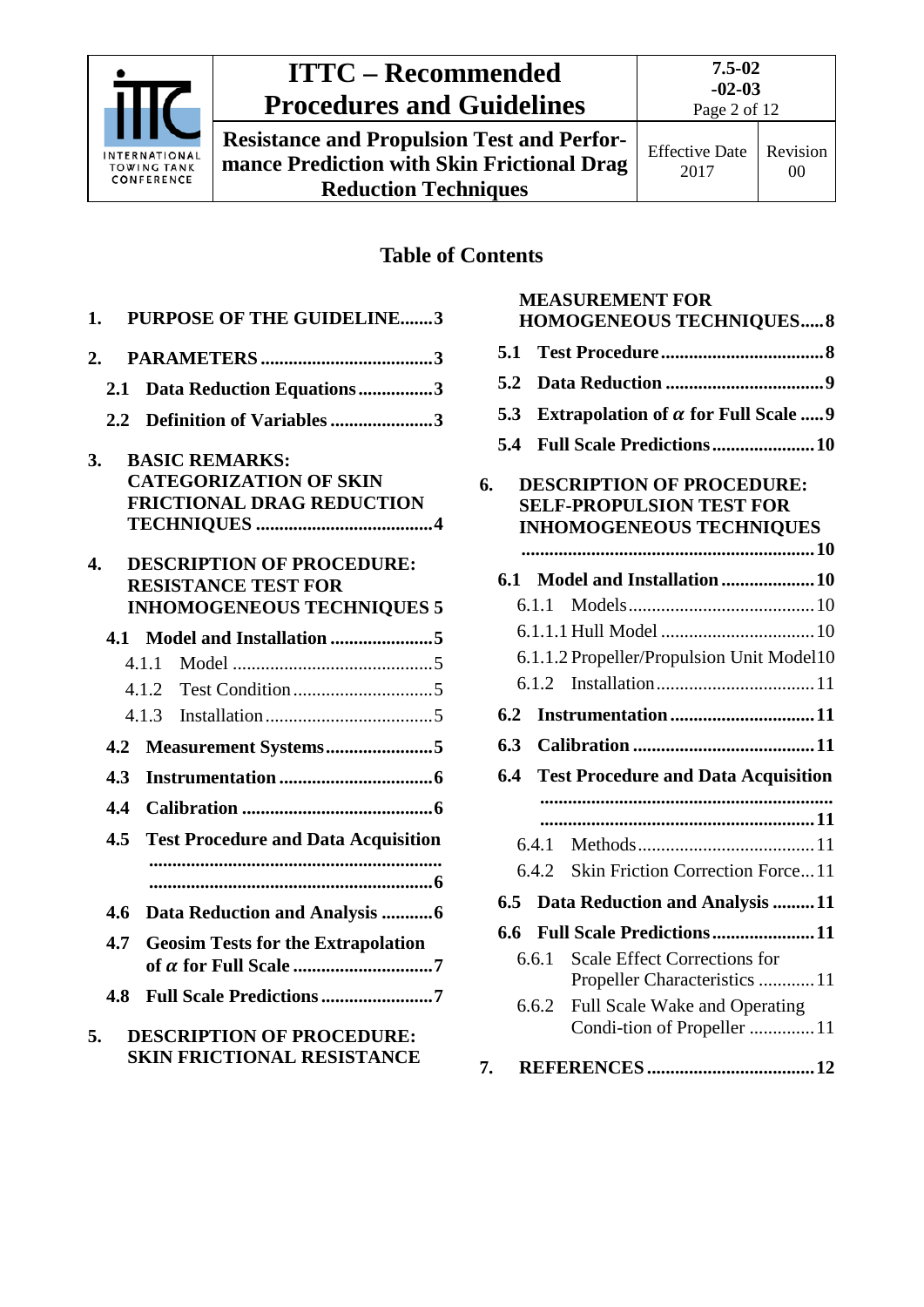## Table of Contents

1. PURPOSE OF THE GUIDELINE ....... 3
2. PARAMETERS ....... 3
   - 2.1 Data Reduction Equations ....... 3
   - 2.2 Definition of Variables ....... 3
3. BASIC REMARKS: CATEGORIZATION OF SKIN FRICTIONAL DRAG REDUCTION TECHNIQUES ....... 4
4. DESCRIPTION OF PROCEDURE: RESISTANCE TEST FOR INHOMOGENEOUS TECHNIQUES ....... 5
   - 4.1 Model and Installation ....... 5
     - 4.1.1 Model ....... 5
     - 4.1.2 Test Condition ....... 5
     - 4.1.3 Installation ....... 5
   - 4.2 Measurement Systems ....... 5
   - 4.3 Instrumentation ....... 6
   - 4.4 Calibration ....... 6
   - 4.5 Test Procedure and Data Acquisition ....... 6
   - 4.6 Data Reduction and Analysis ....... 6
   - 4.7 Geosim Tests for the Extrapolation of $\alpha$ for Full Scale ....... 7
   - 4.8 Full Scale Predictions ....... 7
5. DESCRIPTION OF PROCEDURE: SKIN FRICTIONAL RESISTANCE MEASUREMENT FOR HOMOGENEOUS TECHNIQUES ....... 8
   - 5.1 Test Procedure ....... 8
   - 5.2 Data Reduction ....... 9
   - 5.3 Extrapolation of $\alpha$ for Full Scale ....... 9
   - 5.4 Full Scale Predictions ....... 10
6. DESCRIPTION OF PROCEDURE: SELF-PROPULSION TEST FOR INHOMOGENEOUS TECHNIQUES ....... 10
   - 6.1 Model and Installation ....... 10
     - 6.1.1 Models ....... 10
     - 6.1.1.1 Hull Model ....... 10
     - 6.1.1.2 Propeller/Propulsion Unit Model ....... 10
     - 6.1.2 Installation ....... 11
   - 6.2 Instrumentation ....... 11
   - 6.3 Calibration ....... 11
   - 6.4 Test Procedure and Data Acquisition ....... 11
     - 6.4.1 Methods ....... 11
     - 6.4.2 Skin Friction Correction Force ....... 11
   - 6.5 Data Reduction and Analysis ....... 11
   - 6.6 Full Scale Predictions ....... 11
     - 6.6.1 Scale Effect Corrections for Propeller Characteristics ....... 11
     - 6.6.2 Full Scale Wake and Operating Condi-tion of Propeller ....... 11
7. REFERENCES ....... 12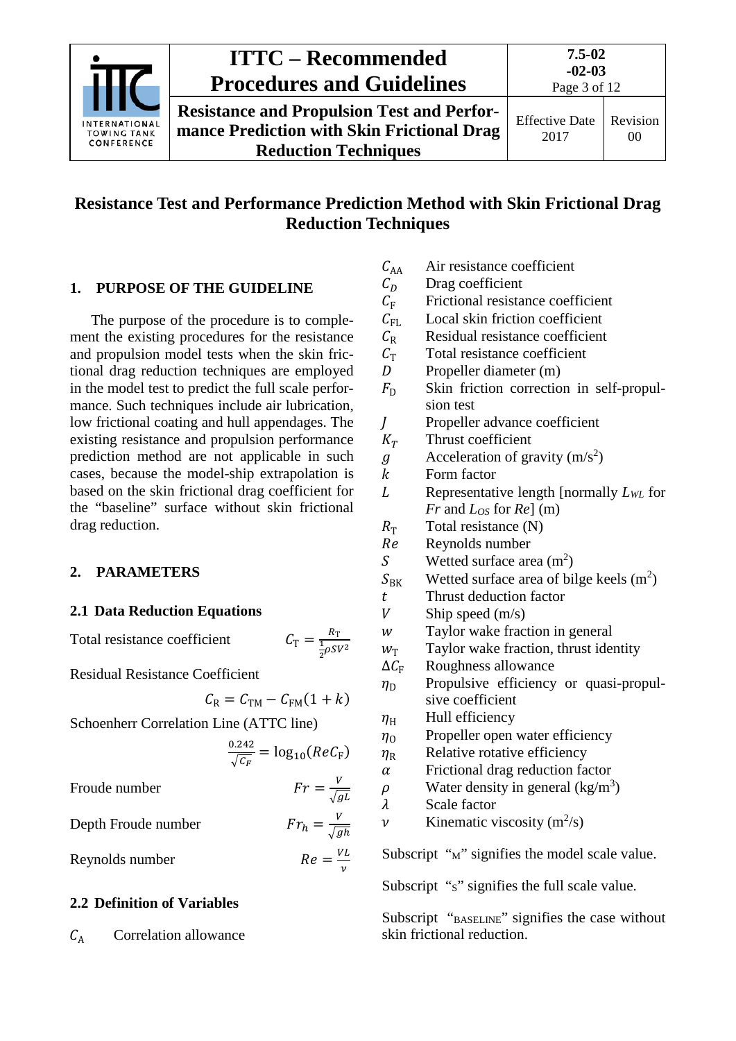# Resistance Test and Performance Prediction Method with Skin Frictional Drag Reduction Techniques

## 1. PURPOSE OF THE GUIDELINE

The purpose of the procedure is to complement the existing procedures for the resistance and propulsion model tests when the skin frictional drag reduction techniques are employed in the model test to predict the full scale performance. Such techniques include air lubrication, low frictional coating and hull appendages. The existing resistance and propulsion performance prediction method are not applicable in such cases, because the model-ship extrapolation is based on the skin frictional drag coefficient for the "baseline" surface without skin frictional drag reduction.

## 2. PARAMETERS

### 2.1 Data Reduction Equations

Total resistance coefficient
$$C_\mathrm{T} = \frac{R_\mathrm{T}}{\frac{1}{2}\rho S V^2}$$

Residual Resistance Coefficient
$$C_\mathrm{R} = C_\mathrm{TM} - C_\mathrm{FM}(1+k)$$

Schoenherr Correlation Line (ATTC line)
$$\frac{0.242}{\sqrt{C_F}} = \log_{10}(Re C_\mathrm{F})$$

Froude number
$$Fr = \frac{V}{\sqrt{gL}}$$

Depth Froude number
$$Fr_h = \frac{V}{\sqrt{gh}}$$

Reynolds number
$$Re = \frac{VL}{\nu}$$

### 2.2 Definition of Variables

- $C_\mathrm{A}$ Correlation allowance
- $C_\mathrm{AA}$ Air resistance coefficient
- $C_D$ Drag coefficient
- $C_\mathrm{F}$ Frictional resistance coefficient
- $C_\mathrm{FL}$ Local skin friction coefficient
- $C_\mathrm{R}$ Residual resistance coefficient
- $C_\mathrm{T}$ Total resistance coefficient
- $D$ Propeller diameter (m)
- $F_\mathrm{D}$ Skin friction correction in self-propulsion test
- $J$ Propeller advance coefficient
- $K_T$ Thrust coefficient
- $g$ Acceleration of gravity (m/s$^2$)
- $k$ Form factor
- $L$ Representative length [normally $L_{WL}$ for $Fr$ and $L_{OS}$ for $Re$] (m)
- $R_\mathrm{T}$ Total resistance (N)
- $Re$ Reynolds number
- $S$ Wetted surface area (m$^2$)
- $S_\mathrm{BK}$ Wetted surface area of bilge keels (m$^2$)
- $t$ Thrust deduction factor
- $V$ Ship speed (m/s)
- $w$ Taylor wake fraction in general
- $w_\mathrm{T}$ Taylor wake fraction, thrust identity
- $\Delta C_\mathrm{F}$ Roughness allowance
- $\eta_\mathrm{D}$ Propulsive efficiency or quasi-propulsive coefficient
- $\eta_\mathrm{H}$ Hull efficiency
- $\eta_\mathrm{O}$ Propeller open water efficiency
- $\eta_\mathrm{R}$ Relative rotative efficiency
- $\alpha$ Frictional drag reduction factor
- $\rho$ Water density in general (kg/m$^3$)
- $\lambda$ Scale factor
- $\nu$ Kinematic viscosity (m$^2$/s)

Subscript "M" signifies the model scale value.

Subscript "S" signifies the full scale value.

Subscript "BASELINE" signifies the case without skin frictional reduction.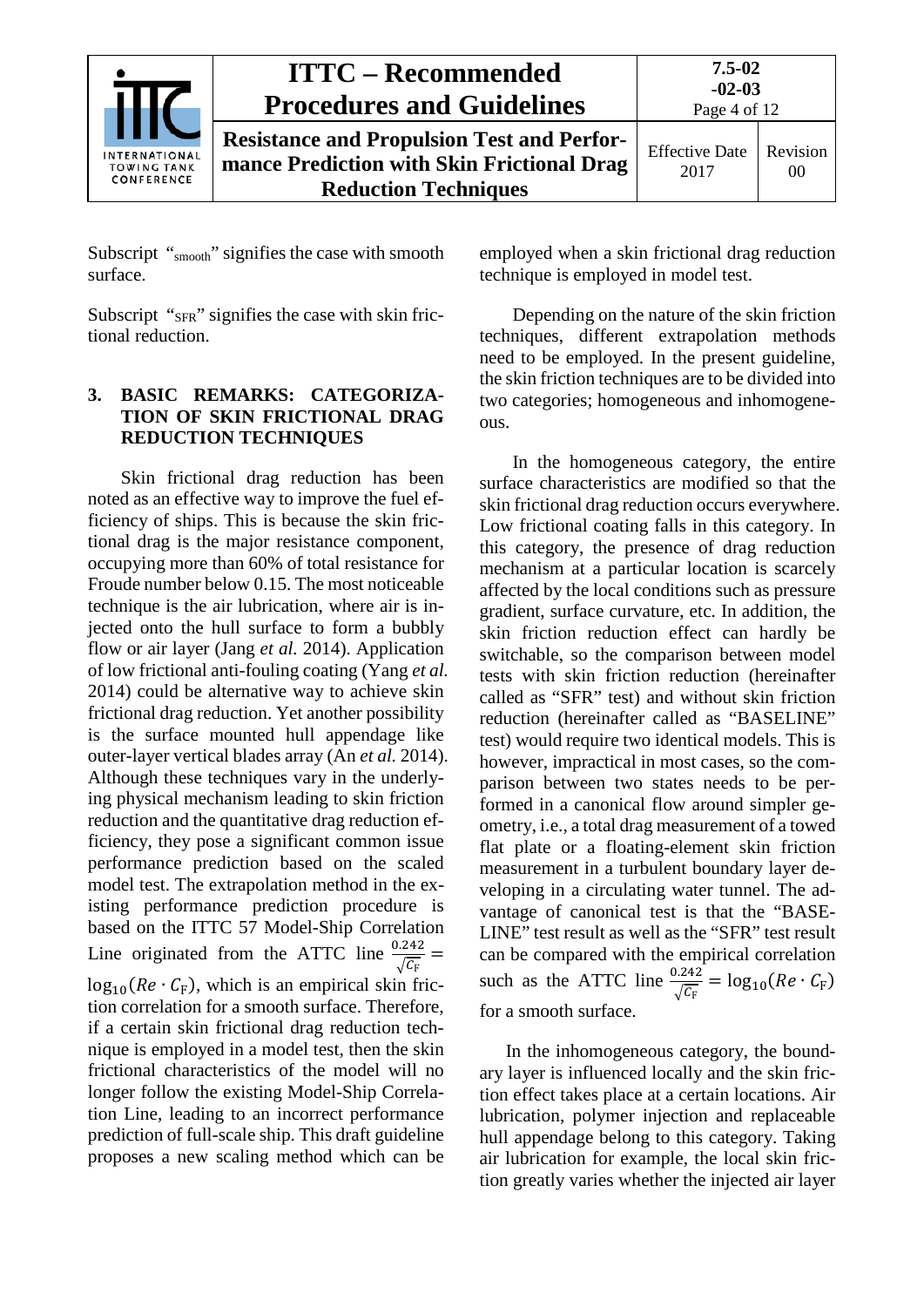Subscript "$_{\text{smooth}}$" signifies the case with smooth surface.

Subscript "$_{\text{SFR}}$" signifies the case with skin frictional reduction.

## 3. BASIC REMARKS: CATEGORIZATION OF SKIN FRICTIONAL DRAG REDUCTION TECHNIQUES

Skin frictional drag reduction has been noted as an effective way to improve the fuel efficiency of ships. This is because the skin frictional drag is the major resistance component, occupying more than 60% of total resistance for Froude number below 0.15. The most noticeable technique is the air lubrication, where air is injected onto the hull surface to form a bubbly flow or air layer (Jang *et al.* 2014). Application of low frictional anti-fouling coating (Yang *et al.* 2014) could be alternative way to achieve skin frictional drag reduction. Yet another possibility is the surface mounted hull appendage like outer-layer vertical blades array (An *et al.* 2014). Although these techniques vary in the underlying physical mechanism leading to skin friction reduction and the quantitative drag reduction efficiency, they pose a significant common issue performance prediction based on the scaled model test. The extrapolation method in the existing performance prediction procedure is based on the ITTC 57 Model-Ship Correlation Line originated from the ATTC line $\frac{0.242}{\sqrt{C_{\mathrm{F}}}} = \log_{10}(Re \cdot C_{\mathrm{F}})$, which is an empirical skin friction correlation for a smooth surface. Therefore, if a certain skin frictional drag reduction technique is employed in a model test, then the skin frictional characteristics of the model will no longer follow the existing Model-Ship Correlation Line, leading to an incorrect performance prediction of full-scale ship. This draft guideline proposes a new scaling method which can be employed when a skin frictional drag reduction technique is employed in model test.

Depending on the nature of the skin friction techniques, different extrapolation methods need to be employed. In the present guideline, the skin friction techniques are to be divided into two categories; homogeneous and inhomogeneous.

In the homogeneous category, the entire surface characteristics are modified so that the skin frictional drag reduction occurs everywhere. Low frictional coating falls in this category. In this category, the presence of drag reduction mechanism at a particular location is scarcely affected by the local conditions such as pressure gradient, surface curvature, etc. In addition, the skin friction reduction effect can hardly be switchable, so the comparison between model tests with skin friction reduction (hereinafter called as "SFR" test) and without skin friction reduction (hereinafter called as "BASELINE" test) would require two identical models. This is however, impractical in most cases, so the comparison between two states needs to be performed in a canonical flow around simpler geometry, i.e., a total drag measurement of a towed flat plate or a floating-element skin friction measurement in a turbulent boundary layer developing in a circulating water tunnel. The advantage of canonical test is that the "BASELINE" test result as well as the "SFR" test result can be compared with the empirical correlation such as the ATTC line $\frac{0.242}{\sqrt{C_{\mathrm{F}}}} = \log_{10}(Re \cdot C_{\mathrm{F}})$ for a smooth surface.

In the inhomogeneous category, the boundary layer is influenced locally and the skin friction effect takes place at a certain locations. Air lubrication, polymer injection and replaceable hull appendage belong to this category. Taking air lubrication for example, the local skin friction greatly varies whether the injected air layer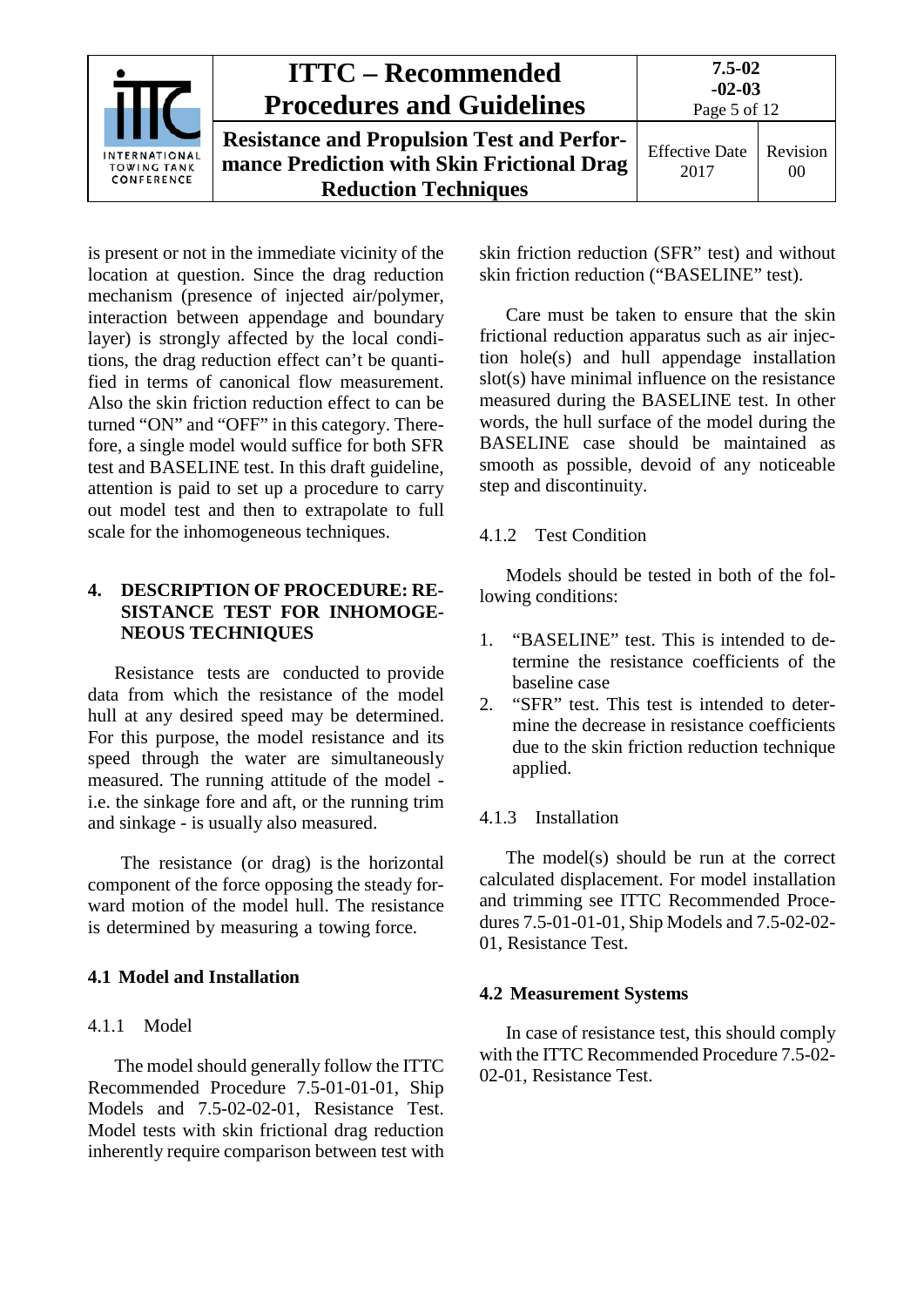is present or not in the immediate vicinity of the location at question. Since the drag reduction mechanism (presence of injected air/polymer, interaction between appendage and boundary layer) is strongly affected by the local conditions, the drag reduction effect can't be quantified in terms of canonical flow measurement. Also the skin friction reduction effect to can be turned "ON" and "OFF" in this category. Therefore, a single model would suffice for both SFR test and BASELINE test. In this draft guideline, attention is paid to set up a procedure to carry out model test and then to extrapolate to full scale for the inhomogeneous techniques.

## 4. DESCRIPTION OF PROCEDURE: RESISTANCE TEST FOR INHOMOGENEOUS TECHNIQUES

Resistance tests are conducted to provide data from which the resistance of the model hull at any desired speed may be determined. For this purpose, the model resistance and its speed through the water are simultaneously measured. The running attitude of the model - i.e. the sinkage fore and aft, or the running trim and sinkage - is usually also measured.

The resistance (or drag) is the horizontal component of the force opposing the steady forward motion of the model hull. The resistance is determined by measuring a towing force.

### 4.1 Model and Installation

#### 4.1.1 Model

The model should generally follow the ITTC Recommended Procedure 7.5-01-01-01, Ship Models and 7.5-02-02-01, Resistance Test. Model tests with skin frictional drag reduction inherently require comparison between test with skin friction reduction (SFR" test) and without skin friction reduction ("BASELINE" test).

Care must be taken to ensure that the skin frictional reduction apparatus such as air injection hole(s) and hull appendage installation slot(s) have minimal influence on the resistance measured during the BASELINE test. In other words, the hull surface of the model during the BASELINE case should be maintained as smooth as possible, devoid of any noticeable step and discontinuity.

#### 4.1.2 Test Condition

Models should be tested in both of the following conditions:

1. "BASELINE" test. This is intended to determine the resistance coefficients of the baseline case
2. "SFR" test. This test is intended to determine the decrease in resistance coefficients due to the skin friction reduction technique applied.

#### 4.1.3 Installation

The model(s) should be run at the correct calculated displacement. For model installation and trimming see ITTC Recommended Procedures 7.5-01-01-01, Ship Models and 7.5-02-02-01, Resistance Test.

### 4.2 Measurement Systems

In case of resistance test, this should comply with the ITTC Recommended Procedure 7.5-02-02-01, Resistance Test.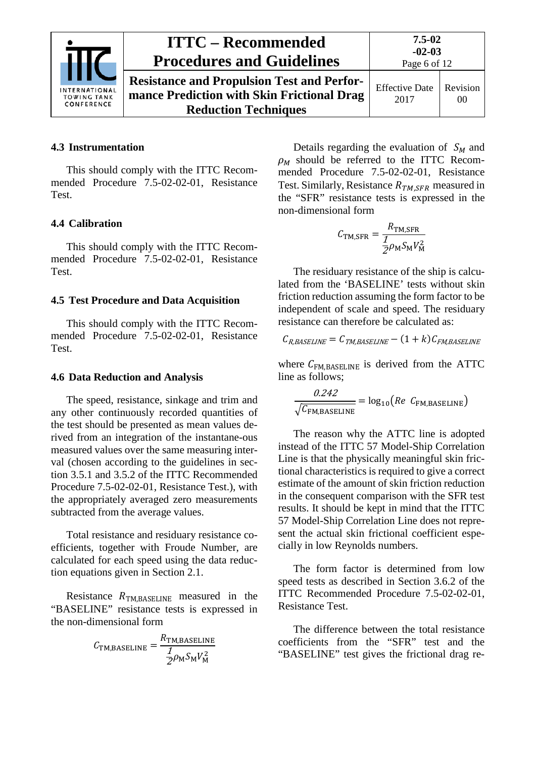### 4.3 Instrumentation

This should comply with the ITTC Recommended Procedure 7.5-02-02-01, Resistance Test.

### 4.4 Calibration

This should comply with the ITTC Recommended Procedure 7.5-02-02-01, Resistance Test.

### 4.5 Test Procedure and Data Acquisition

This should comply with the ITTC Recommended Procedure 7.5-02-02-01, Resistance Test.

### 4.6 Data Reduction and Analysis

The speed, resistance, sinkage and trim and any other continuously recorded quantities of the test should be presented as mean values derived from an integration of the instantane-ous measured values over the same measuring interval (chosen according to the guidelines in section 3.5.1 and 3.5.2 of the ITTC Recommended Procedure 7.5-02-02-01, Resistance Test.), with the appropriately averaged zero measurements subtracted from the average values.

Total resistance and residuary resistance coefficients, together with Froude Number, are calculated for each speed using the data reduction equations given in Section 2.1.

Resistance $R_{\mathrm{TM,BASELINE}}$ measured in the "BASELINE" resistance tests is expressed in the non-dimensional form

$$C_{\mathrm{TM,BASELINE}} = \frac{R_{\mathrm{TM,BASELINE}}}{\frac{1}{2}\rho_{\mathrm{M}} S_{\mathrm{M}} V_{\mathrm{M}}^{2}}$$

Details regarding the evaluation of $S_M$ and $\rho_M$ should be referred to the ITTC Recommended Procedure 7.5-02-02-01, Resistance Test. Similarly, Resistance $R_{TM,SFR}$ measured in the "SFR" resistance tests is expressed in the non-dimensional form

$$C_{\mathrm{TM,SFR}} = \frac{R_{\mathrm{TM,SFR}}}{\frac{1}{2}\rho_{\mathrm{M}} S_{\mathrm{M}} V_{\mathrm{M}}^{2}}$$

The residuary resistance of the ship is calculated from the 'BASELINE' tests without skin friction reduction assuming the form factor to be independent of scale and speed. The residuary resistance can therefore be calculated as:

$$C_{R,BASELINE} = C_{TM,BASELINE} - (1+k)C_{FM,BASELINE}$$

where $C_{\mathrm{FM,BASELINE}}$ is derived from the ATTC line as follows;

$$\frac{0.242}{\sqrt{C_{\mathrm{FM,BASELINE}}}} = \log_{10}\left(Re\ C_{\mathrm{FM,BASELINE}}\right)$$

The reason why the ATTC line is adopted instead of the ITTC 57 Model-Ship Correlation Line is that the physically meaningful skin frictional characteristics is required to give a correct estimate of the amount of skin friction reduction in the consequent comparison with the SFR test results. It should be kept in mind that the ITTC 57 Model-Ship Correlation Line does not represent the actual skin frictional coefficient especially in low Reynolds numbers.

The form factor is determined from low speed tests as described in Section 3.6.2 of the ITTC Recommended Procedure 7.5-02-02-01, Resistance Test.

The difference between the total resistance coefficients from the "SFR" test and the "BASELINE" test gives the frictional drag re-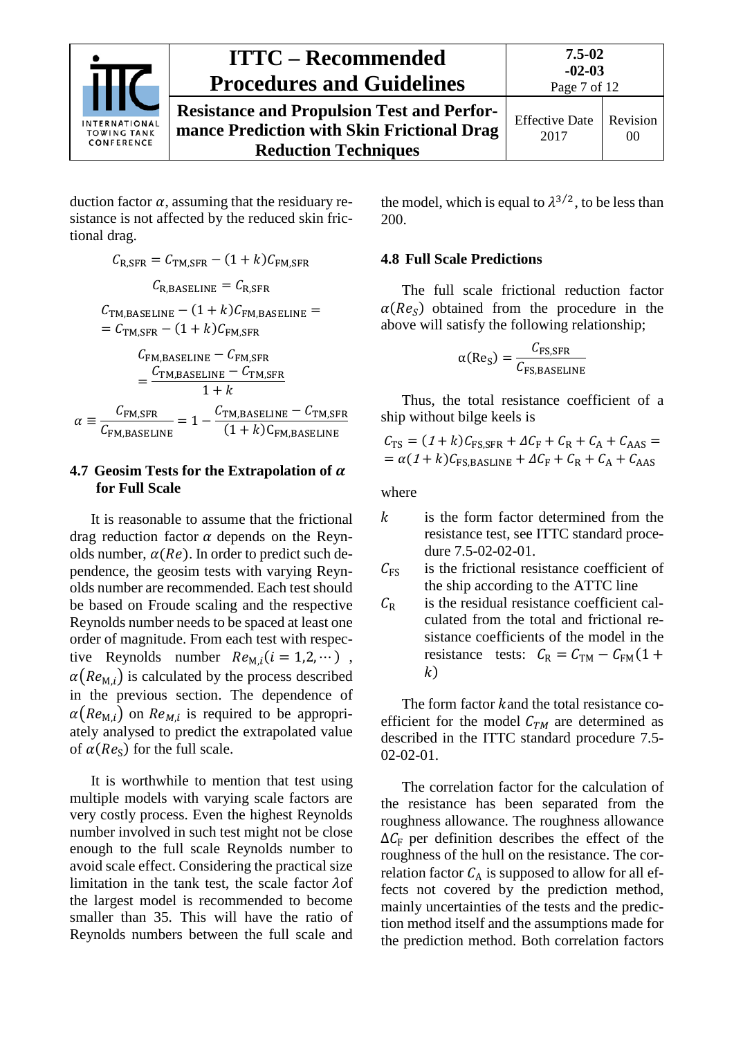duction factor $\alpha$, assuming that the residuary resistance is not affected by the reduced skin frictional drag.

$$C_{\mathrm{R,SFR}} = C_{\mathrm{TM,SFR}} - (1+k)C_{\mathrm{FM,SFR}}$$

$$C_{\mathrm{R,BASELINE}} = C_{\mathrm{R,SFR}}$$

$$C_{\mathrm{TM,BASELINE}} - (1+k)C_{\mathrm{FM,BASELINE}} = \\ = C_{\mathrm{TM,SFR}} - (1+k)C_{\mathrm{FM,SFR}}$$

$$C_{\mathrm{FM,BASELINE}} - C_{\mathrm{FM,SFR}} \\ = \frac{C_{\mathrm{TM,BASELINE}} - C_{\mathrm{TM,SFR}}}{1+k}$$

$$\alpha \equiv \frac{C_{\mathrm{FM,SFR}}}{C_{\mathrm{FM,BASELINE}}} = 1 - \frac{C_{\mathrm{TM,BASELINE}} - C_{\mathrm{TM,SFR}}}{(1+k)C_{\mathrm{FM,BASELINE}}}$$

## 4.7 Geosim Tests for the Extrapolation of $\alpha$ for Full Scale

It is reasonable to assume that the frictional drag reduction factor $\alpha$ depends on the Reynolds number, $\alpha(Re)$. In order to predict such dependence, the geosim tests with varying Reynolds number are recommended. Each test should be based on Froude scaling and the respective Reynolds number needs to be spaced at least one order of magnitude. From each test with respective Reynolds number $Re_{\mathrm{M},i}(i = 1,2,\cdots)$, $\alpha(Re_{\mathrm{M},i})$ is calculated by the process described in the previous section. The dependence of $\alpha(Re_{\mathrm{M},i})$ on $Re_{M,i}$ is required to be appropriately analysed to predict the extrapolated value of $\alpha(Re_{\mathrm{S}})$ for the full scale.

It is worthwhile to mention that test using multiple models with varying scale factors are very costly process. Even the highest Reynolds number involved in such test might not be close enough to the full scale Reynolds number to avoid scale effect. Considering the practical size limitation in the tank test, the scale factor $\lambda$of the largest model is recommended to become smaller than 35. This will have the ratio of Reynolds numbers between the full scale and the model, which is equal to $\lambda^{3/2}$, to be less than 200.

## 4.8 Full Scale Predictions

The full scale frictional reduction factor $\alpha(Re_S)$ obtained from the procedure in the above will satisfy the following relationship;

$$\alpha(\mathrm{Re_S}) = \frac{C_{\mathrm{FS,SFR}}}{C_{\mathrm{FS,BASELINE}}}$$

Thus, the total resistance coefficient of a ship without bilge keels is

$$C_{\mathrm{TS}} = (1+k)C_{\mathrm{FS,SFR}} + \Delta C_{\mathrm{F}} + C_{\mathrm{R}} + C_{\mathrm{A}} + C_{\mathrm{AAS}} = \\ = \alpha(1+k)C_{\mathrm{FS,BASLINE}} + \Delta C_{\mathrm{F}} + C_{\mathrm{R}} + C_{\mathrm{A}} + C_{\mathrm{AAS}}$$

where

- $k$ is the form factor determined from the resistance test, see ITTC standard procedure 7.5-02-02-01.
- $C_{\mathrm{FS}}$ is the frictional resistance coefficient of the ship according to the ATTC line
- $C_{\mathrm{R}}$ is the residual resistance coefficient calculated from the total and frictional resistance coefficients of the model in the resistance tests: $C_{\mathrm{R}} = C_{\mathrm{TM}} - C_{\mathrm{FM}}(1+k)$

The form factor $k$and the total resistance coefficient for the model $C_{TM}$ are determined as described in the ITTC standard procedure 7.5-02-02-01.

The correlation factor for the calculation of the resistance has been separated from the roughness allowance. The roughness allowance $\Delta C_{\mathrm{F}}$ per definition describes the effect of the roughness of the hull on the resistance. The correlation factor $C_{\mathrm{A}}$ is supposed to allow for all effects not covered by the prediction method, mainly uncertainties of the tests and the prediction method itself and the assumptions made for the prediction method. Both correlation factors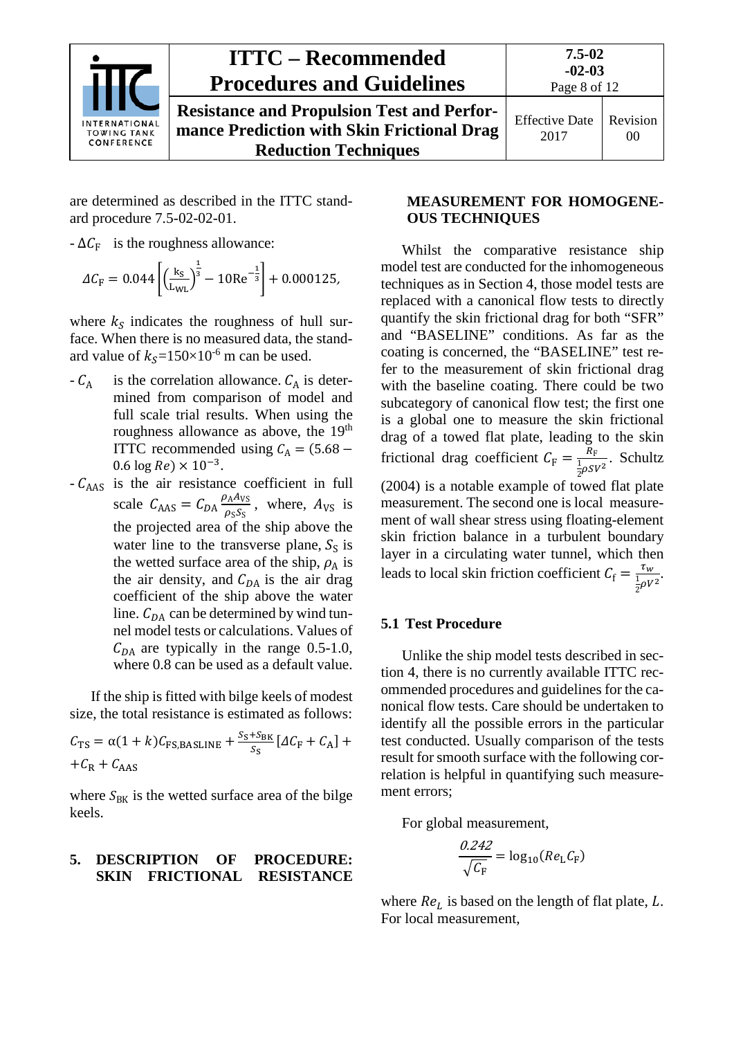are determined as described in the ITTC standard procedure 7.5-02-02-01.

- $\Delta C_F$ is the roughness allowance:

$$\Delta C_F = 0.044\left[\left(\frac{k_S}{L_{WL}}\right)^{\frac{1}{3}} - 10\mathrm{Re}^{-\frac{1}{3}}\right] + 0.000125,$$

where $k_S$ indicates the roughness of hull surface. When there is no measured data, the standard value of $k_S$=150×10$^{-6}$ m can be used.

- $C_A$ is the correlation allowance. $C_A$ is determined from comparison of model and full scale trial results. When using the roughness allowance as above, the 19th ITTC recommended using $C_A = (5.68 - 0.6\log Re) \times 10^{-3}$.
- $C_{AAS}$ is the air resistance coefficient in full scale $C_{AAS} = C_{DA}\frac{\rho_A A_{VS}}{\rho_S S_S}$, where, $A_{VS}$ is the projected area of the ship above the water line to the transverse plane, $S_S$ is the wetted surface area of the ship, $\rho_A$ is the air density, and $C_{DA}$ is the air drag coefficient of the ship above the water line. $C_{DA}$ can be determined by wind tunnel model tests or calculations. Values of $C_{DA}$ are typically in the range 0.5-1.0, where 0.8 can be used as a default value.

If the ship is fitted with bilge keels of modest size, the total resistance is estimated as follows:

$$C_{TS} = \alpha(1+k)C_{FS,BASLINE} + \frac{S_S + S_{BK}}{S_S}[\Delta C_F + C_A] + +C_R + C_{AAS}$$

where $S_{BK}$ is the wetted surface area of the bilge keels.

## 5. DESCRIPTION OF PROCEDURE: SKIN FRICTIONAL RESISTANCE MEASUREMENT FOR HOMOGENEOUS TECHNIQUES

Whilst the comparative resistance ship model test are conducted for the inhomogeneous techniques as in Section 4, those model tests are replaced with a canonical flow tests to directly quantify the skin frictional drag for both "SFR" and "BASELINE" conditions. As far as the coating is concerned, the "BASELINE" test refer to the measurement of skin frictional drag with the baseline coating. There could be two subcategory of canonical flow test; the first one is a global one to measure the skin frictional drag of a towed flat plate, leading to the skin frictional drag coefficient $C_F = \frac{R_F}{\frac{1}{2}\rho S V^2}$. Schultz (2004) is a notable example of towed flat plate measurement. The second one is local measurement of wall shear stress using floating-element skin friction balance in a turbulent boundary layer in a circulating water tunnel, which then leads to local skin friction coefficient $C_f = \frac{\tau_w}{\frac{1}{2}\rho V^2}$.

### 5.1 Test Procedure

Unlike the ship model tests described in section 4, there is no currently available ITTC recommended procedures and guidelines for the canonical flow tests. Care should be undertaken to identify all the possible errors in the particular test conducted. Usually comparison of the tests result for smooth surface with the following correlation is helpful in quantifying such measurement errors;

For global measurement,

$$\frac{0.242}{\sqrt{C_F}} = \log_{10}(Re_L C_F)$$

where $Re_L$ is based on the length of flat plate, $L$. For local measurement,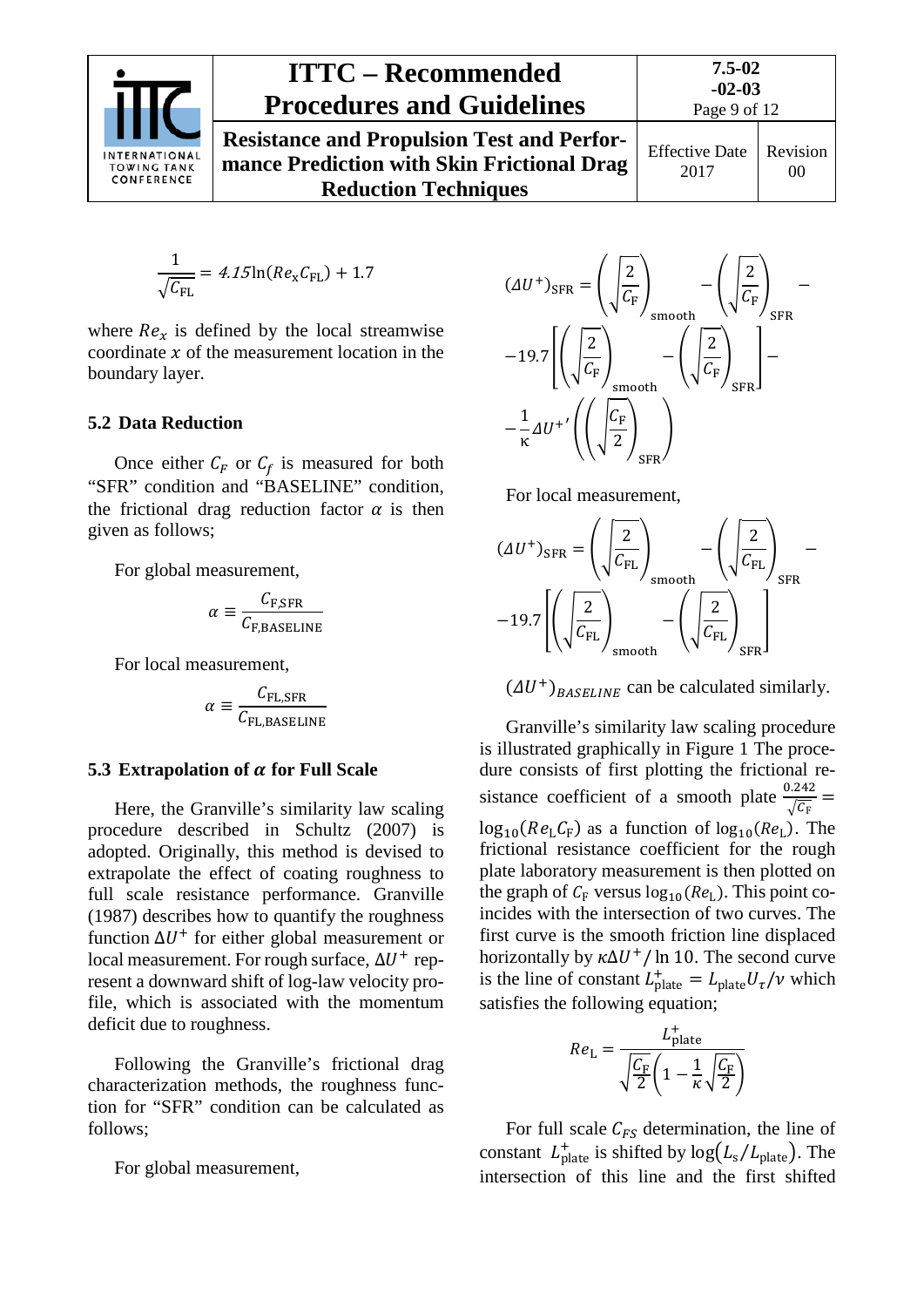$$\frac{1}{\sqrt{C_{\mathrm{FL}}}} = 4.15\ln(Re_{\mathrm{x}}C_{\mathrm{FL}}) + 1.7$$

where $Re_x$ is defined by the local streamwise coordinate $x$ of the measurement location in the boundary layer.

### 5.2 Data Reduction

Once either $C_F$ or $C_f$ is measured for both "SFR" condition and "BASELINE" condition, the frictional drag reduction factor $\alpha$ is then given as follows;

For global measurement,

$$\alpha \equiv \frac{C_{\mathrm{F,SFR}}}{C_{\mathrm{F,BASELINE}}}$$

For local measurement,

$$\alpha \equiv \frac{C_{\mathrm{FL,SFR}}}{C_{\mathrm{FL,BASELINE}}}$$

### 5.3 Extrapolation of $\alpha$ for Full Scale

Here, the Granville's similarity law scaling procedure described in Schultz (2007) is adopted. Originally, this method is devised to extrapolate the effect of coating roughness to full scale resistance performance. Granville (1987) describes how to quantify the roughness function $\Delta U^+$ for either global measurement or local measurement. For rough surface, $\Delta U^+$ represent a downward shift of log-law velocity profile, which is associated with the momentum deficit due to roughness.

Following the Granville's frictional drag characterization methods, the roughness function for "SFR" condition can be calculated as follows;

For global measurement,

$$(\Delta U^+)_{\mathrm{SFR}} = \left(\sqrt{\frac{2}{C_{\mathrm{F}}}}\right)_{\mathrm{smooth}} - \left(\sqrt{\frac{2}{C_{\mathrm{F}}}}\right)_{\mathrm{SFR}} - 19.7\left[\left(\sqrt{\frac{2}{C_{\mathrm{F}}}}\right)_{\mathrm{smooth}} - \left(\sqrt{\frac{2}{C_{\mathrm{F}}}}\right)_{\mathrm{SFR}}\right] - \frac{1}{\kappa}\Delta U^{+\prime}\left(\left(\sqrt{\frac{C_{\mathrm{F}}}{2}}\right)_{\mathrm{SFR}}\right)$$

For local measurement,

$$(\Delta U^+)_{\mathrm{SFR}} = \left(\sqrt{\frac{2}{C_{\mathrm{FL}}}}\right)_{\mathrm{smooth}} - \left(\sqrt{\frac{2}{C_{\mathrm{FL}}}}\right)_{\mathrm{SFR}} - 19.7\left[\left(\sqrt{\frac{2}{C_{\mathrm{FL}}}}\right)_{\mathrm{smooth}} - \left(\sqrt{\frac{2}{C_{\mathrm{FL}}}}\right)_{\mathrm{SFR}}\right]$$

$(\Delta U^+)_{BASELINE}$ can be calculated similarly.

Granville's similarity law scaling procedure is illustrated graphically in Figure 1 The procedure consists of first plotting the frictional resistance coefficient of a smooth plate $\frac{0.242}{\sqrt{C_{\mathrm{F}}}} = \log_{10}(Re_{\mathrm{L}}C_{\mathrm{F}})$ as a function of $\log_{10}(Re_{\mathrm{L}})$. The frictional resistance coefficient for the rough plate laboratory measurement is then plotted on the graph of $C_{\mathrm{F}}$ versus $\log_{10}(Re_{\mathrm{L}})$. This point coincides with the intersection of two curves. The first curve is the smooth friction line displaced horizontally by $\kappa\Delta U^+/\ln 10$. The second curve is the line of constant $L^+_{\mathrm{plate}} = L_{\mathrm{plate}}U_\tau/\nu$ which satisfies the following equation;

$$Re_{\mathrm{L}} = \frac{L^+_{\mathrm{plate}}}{\sqrt{\frac{C_{\mathrm{F}}}{2}}\left(1 - \frac{1}{\kappa}\sqrt{\frac{C_{\mathrm{F}}}{2}}\right)}$$

For full scale $C_{FS}$ determination, the line of constant $L^+_{\mathrm{plate}}$ is shifted by $\log(L_{\mathrm{s}}/L_{\mathrm{plate}})$. The intersection of this line and the first shifted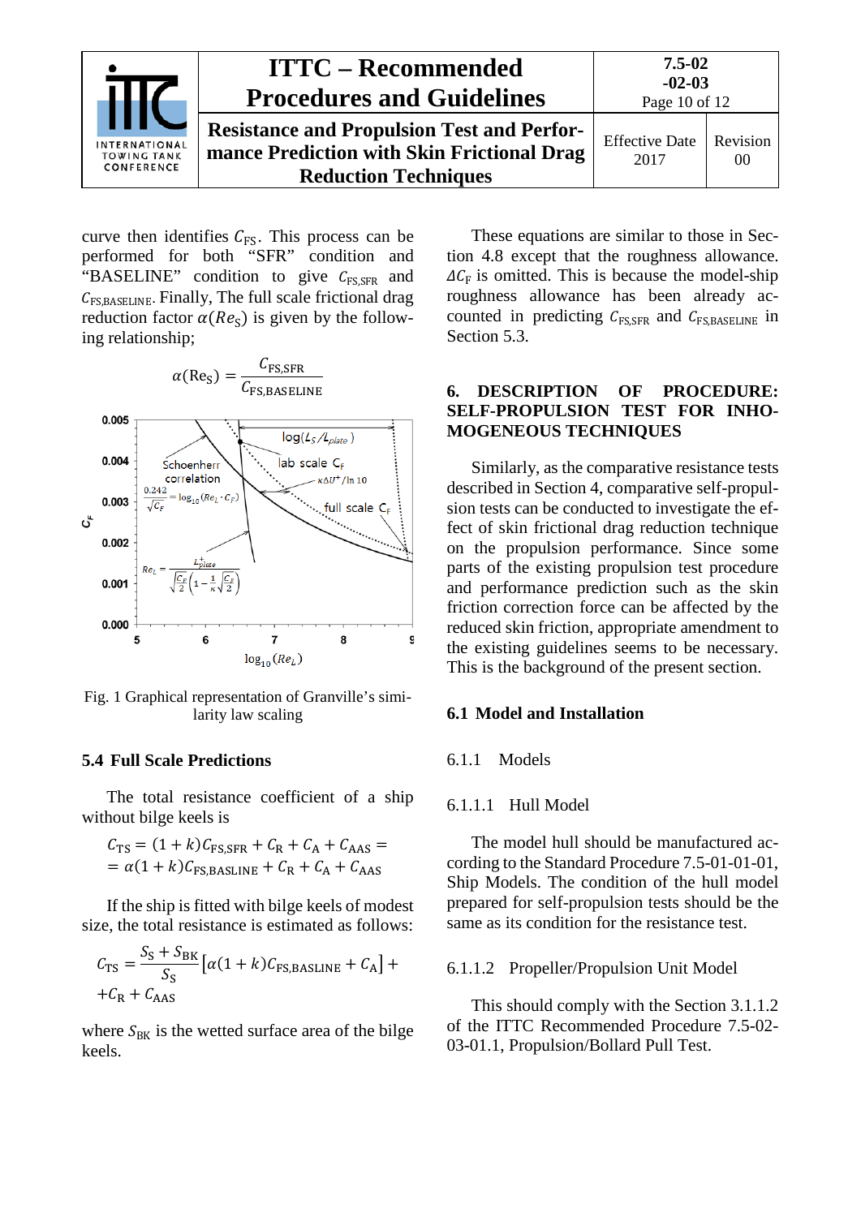curve then identifies $C_{\mathrm{FS}}$. This process can be performed for both "SFR" condition and "BASELINE" condition to give $C_{\mathrm{FS,SFR}}$ and $C_{\mathrm{FS,BASELINE}}$. Finally, The full scale frictional drag reduction factor $\alpha(Re_{\mathrm{S}})$ is given by the following relationship;

$$\alpha(\mathrm{Re_S}) = \frac{C_{\mathrm{FS,SFR}}}{C_{\mathrm{FS,BASELINE}}}$$

Fig. 1 Graphical representation of Granville's similarity law scaling

### 5.4 Full Scale Predictions

The total resistance coefficient of a ship without bilge keels is

$$C_{\mathrm{TS}} = (1+k)C_{\mathrm{FS,SFR}} + C_{\mathrm{R}} + C_{\mathrm{A}} + C_{\mathrm{AAS}} =$$
$$= \alpha(1+k)C_{\mathrm{FS,BASLINE}} + C_{\mathrm{R}} + C_{\mathrm{A}} + C_{\mathrm{AAS}}$$

If the ship is fitted with bilge keels of modest size, the total resistance is estimated as follows:

$$C_{\mathrm{TS}} = \frac{S_{\mathrm{S}} + S_{\mathrm{BK}}}{S_{\mathrm{S}}}\left[\alpha(1+k)C_{\mathrm{FS,BASLINE}} + C_{\mathrm{A}}\right] +$$
$$+ C_{\mathrm{R}} + C_{\mathrm{AAS}}$$

where $S_{\mathrm{BK}}$ is the wetted surface area of the bilge keels.

These equations are similar to those in Section 4.8 except that the roughness allowance. $\Delta C_{\mathrm{F}}$ is omitted. This is because the model-ship roughness allowance has been already accounted in predicting $C_{\mathrm{FS,SFR}}$ and $C_{\mathrm{FS,BASELINE}}$ in Section 5.3.

## 6. DESCRIPTION OF PROCEDURE: SELF-PROPULSION TEST FOR INHOMOGENEOUS TECHNIQUES

Similarly, as the comparative resistance tests described in Section 4, comparative self-propulsion tests can be conducted to investigate the effect of skin frictional drag reduction technique on the propulsion performance. Since some parts of the existing propulsion test procedure and performance prediction such as the skin friction correction force can be affected by the reduced skin friction, appropriate amendment to the existing guidelines seems to be necessary. This is the background of the present section.

### 6.1 Model and Installation

6.1.1 Models

6.1.1.1 Hull Model

The model hull should be manufactured according to the Standard Procedure 7.5-01-01-01, Ship Models. The condition of the hull model prepared for self-propulsion tests should be the same as its condition for the resistance test.

6.1.1.2 Propeller/Propulsion Unit Model

This should comply with the Section 3.1.1.2 of the ITTC Recommended Procedure 7.5-02-03-01.1, Propulsion/Bollard Pull Test.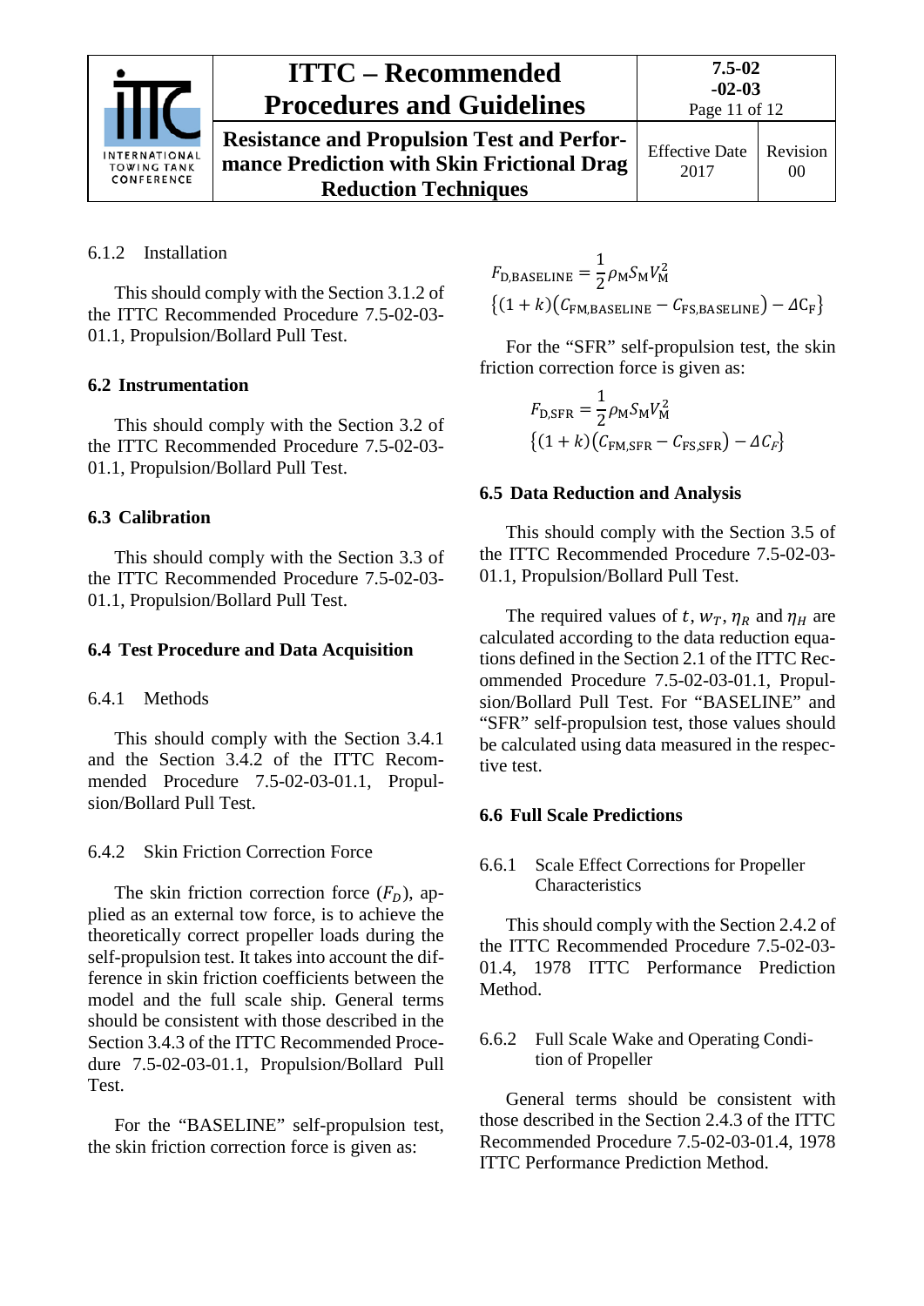6.1.2 Installation

This should comply with the Section 3.1.2 of the ITTC Recommended Procedure 7.5-02-03-01.1, Propulsion/Bollard Pull Test.

## 6.2 Instrumentation

This should comply with the Section 3.2 of the ITTC Recommended Procedure 7.5-02-03-01.1, Propulsion/Bollard Pull Test.

## 6.3 Calibration

This should comply with the Section 3.3 of the ITTC Recommended Procedure 7.5-02-03-01.1, Propulsion/Bollard Pull Test.

## 6.4 Test Procedure and Data Acquisition

6.4.1 Methods

This should comply with the Section 3.4.1 and the Section 3.4.2 of the ITTC Recommended Procedure 7.5-02-03-01.1, Propulsion/Bollard Pull Test.

6.4.2 Skin Friction Correction Force

The skin friction correction force ($F_D$), applied as an external tow force, is to achieve the theoretically correct propeller loads during the self-propulsion test. It takes into account the difference in skin friction coefficients between the model and the full scale ship. General terms should be consistent with those described in the Section 3.4.3 of the ITTC Recommended Procedure 7.5-02-03-01.1, Propulsion/Bollard Pull Test.

For the "BASELINE" self-propulsion test, the skin friction correction force is given as:

$$F_{\mathrm{D,BASELINE}} = \frac{1}{2}\rho_{\mathrm{M}} S_{\mathrm{M}} V_{\mathrm{M}}^{2} \left\{(1+k)\left(C_{\mathrm{FM,BASELINE}} - C_{\mathrm{FS,BASELINE}}\right) - \Delta C_{\mathrm{F}}\right\}$$

For the "SFR" self-propulsion test, the skin friction correction force is given as:

$$F_{\mathrm{D,SFR}} = \frac{1}{2}\rho_{\mathrm{M}} S_{\mathrm{M}} V_{\mathrm{M}}^{2} \left\{(1+k)\left(C_{\mathrm{FM,SFR}} - C_{\mathrm{FS,SFR}}\right) - \Delta C_{F}\right\}$$

## 6.5 Data Reduction and Analysis

This should comply with the Section 3.5 of the ITTC Recommended Procedure 7.5-02-03-01.1, Propulsion/Bollard Pull Test.

The required values of $t$, $w_T$, $\eta_R$ and $\eta_H$ are calculated according to the data reduction equations defined in the Section 2.1 of the ITTC Recommended Procedure 7.5-02-03-01.1, Propulsion/Bollard Pull Test. For "BASELINE" and "SFR" self-propulsion test, those values should be calculated using data measured in the respective test.

## 6.6 Full Scale Predictions

6.6.1 Scale Effect Corrections for Propeller Characteristics

This should comply with the Section 2.4.2 of the ITTC Recommended Procedure 7.5-02-03-01.4, 1978 ITTC Performance Prediction Method.

6.6.2 Full Scale Wake and Operating Condition of Propeller

General terms should be consistent with those described in the Section 2.4.3 of the ITTC Recommended Procedure 7.5-02-03-01.4, 1978 ITTC Performance Prediction Method.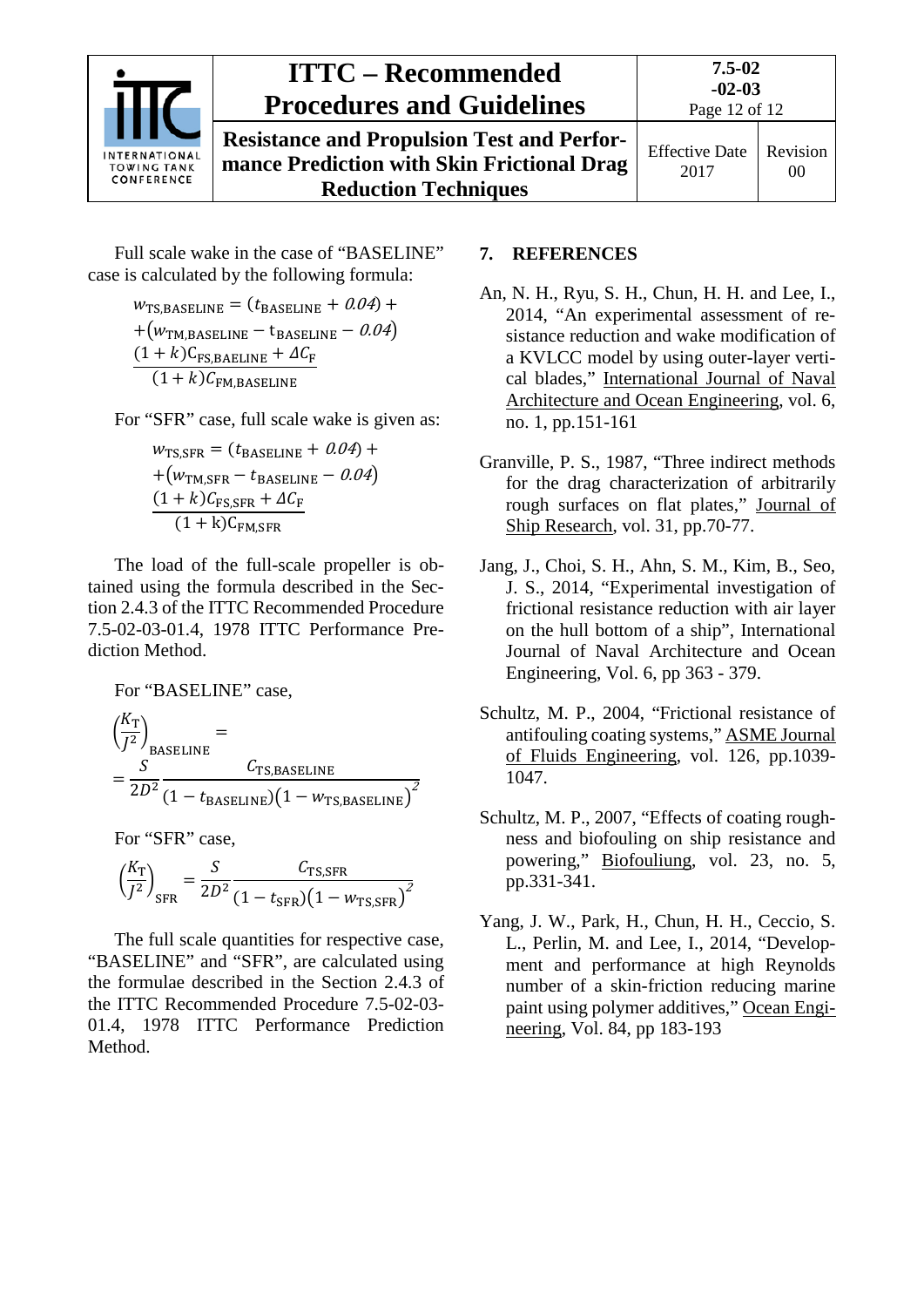Full scale wake in the case of "BASELINE" case is calculated by the following formula:

$$w_{\mathrm{TS,BASELINE}} = (t_{\mathrm{BASELINE}} + 0.04) + \\ +(w_{\mathrm{TM,BASELINE}} - t_{\mathrm{BASELINE}} - 0.04) \frac{(1+k)C_{\mathrm{FS,BAELINE}} + \Delta C_{\mathrm{F}}}{(1+k)C_{\mathrm{FM,BASELINE}}}$$

For "SFR" case, full scale wake is given as:

$$w_{\mathrm{TS,SFR}} = (t_{\mathrm{BASELINE}} + 0.04) + \\ +(w_{\mathrm{TM,SFR}} - t_{\mathrm{BASELINE}} - 0.04) \frac{(1+k)C_{\mathrm{FS,SFR}} + \Delta C_{\mathrm{F}}}{(1+\mathrm{k})C_{\mathrm{FM,SFR}}}$$

The load of the full-scale propeller is obtained using the formula described in the Section 2.4.3 of the ITTC Recommended Procedure 7.5-02-03-01.4, 1978 ITTC Performance Prediction Method.

For "BASELINE" case,

$$\left(\frac{K_{\mathrm{T}}}{J^2}\right)_{\mathrm{BASELINE}} = \\ = \frac{S}{2D^2} \frac{C_{\mathrm{TS,BASELINE}}}{(1 - t_{\mathrm{BASELINE}})(1 - w_{\mathrm{TS,BASELINE}})^2}$$

For "SFR" case,

$$\left(\frac{K_{\mathrm{T}}}{J^2}\right)_{\mathrm{SFR}} = \frac{S}{2D^2} \frac{C_{\mathrm{TS,SFR}}}{(1 - t_{\mathrm{SFR}})(1 - w_{\mathrm{TS,SFR}})^2}$$

The full scale quantities for respective case, "BASELINE" and "SFR", are calculated using the formulae described in the Section 2.4.3 of the ITTC Recommended Procedure 7.5-02-03-01.4, 1978 ITTC Performance Prediction Method.

## 7. REFERENCES

An, N. H., Ryu, S. H., Chun, H. H. and Lee, I., 2014, "An experimental assessment of resistance reduction and wake modification of a KVLCC model by using outer-layer vertical blades," International Journal of Naval Architecture and Ocean Engineering, vol. 6, no. 1, pp.151-161

Granville, P. S., 1987, "Three indirect methods for the drag characterization of arbitrarily rough surfaces on flat plates," Journal of Ship Research, vol. 31, pp.70-77.

Jang, J., Choi, S. H., Ahn, S. M., Kim, B., Seo, J. S., 2014, "Experimental investigation of frictional resistance reduction with air layer on the hull bottom of a ship", International Journal of Naval Architecture and Ocean Engineering, Vol. 6, pp 363 - 379.

Schultz, M. P., 2004, "Frictional resistance of antifouling coating systems," ASME Journal of Fluids Engineering, vol. 126, pp.1039-1047.

Schultz, M. P., 2007, "Effects of coating roughness and biofouling on ship resistance and powering," Biofouliung, vol. 23, no. 5, pp.331-341.

Yang, J. W., Park, H., Chun, H. H., Ceccio, S. L., Perlin, M. and Lee, I., 2014, "Development and performance at high Reynolds number of a skin-friction reducing marine paint using polymer additives," Ocean Engineering, Vol. 84, pp 183-193